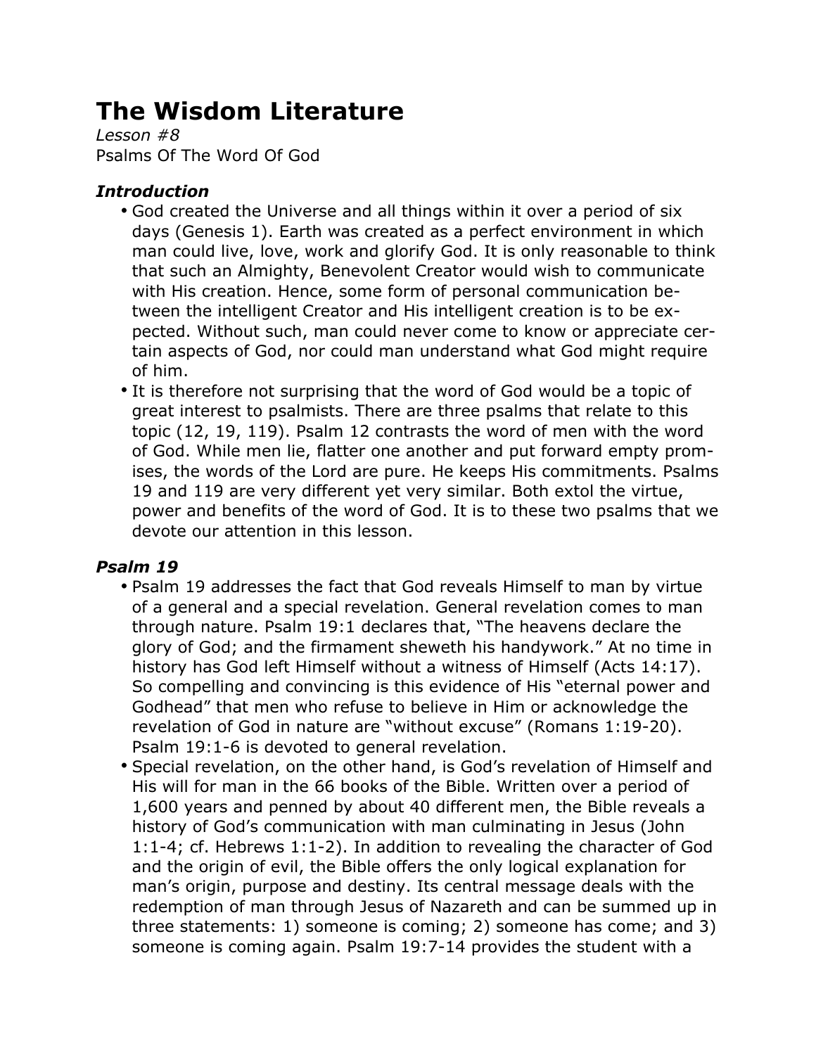# The Wisdom Literature

*Lesson #8*

Psalms Of The Word Of God

### *Introduction*

- God created the Universe and all things within it over a period of six days (Genesis 1). Earth was created as a perfect environment in which man could live, love, work and glorify God. It is only reasonable to think that such an Almighty, Benevolent Creator would wish to communicate with His creation. Hence, some form of personal communication between the intelligent Creator and His intelligent creation is to be expected. Without such, man could never come to know or appreciate certain aspects of God, nor could man understand what God might require of him.
- It is therefore not surprising that the word of God would be a topic of great interest to psalmists. There are three psalms that relate to this topic (12, 19, 119). Psalm 12 contrasts the word of men with the word of God. While men lie, flatter one another and put forward empty promises, the words of the Lord are pure. He keeps His commitments. Psalms 19 and 119 are very different yet very similar. Both extol the virtue, power and benefits of the word of God. It is to these two psalms that we devote our attention in this lesson.

### *Psalm 19*

- Psalm 19 addresses the fact that God reveals Himself to man by virtue of a general and a special revelation. General revelation comes to man through nature. Psalm 19:1 declares that, "The heavens declare the glory of God; and the firmament sheweth his handywork." At no time in history has God left Himself without a witness of Himself (Acts 14:17). So compelling and convincing is this evidence of His "eternal power and Godhead" that men who refuse to believe in Him or acknowledge the revelation of God in nature are "without excuse" (Romans 1:19-20). Psalm 19:1-6 is devoted to general revelation.
- Special revelation, on the other hand, is God's revelation of Himself and His will for man in the 66 books of the Bible. Written over a period of 1,600 years and penned by about 40 different men, the Bible reveals a history of God's communication with man culminating in Jesus (John 1:1-4; cf. Hebrews 1:1-2). In addition to revealing the character of God and the origin of evil, the Bible offers the only logical explanation for man's origin, purpose and destiny. Its central message deals with the redemption of man through Jesus of Nazareth and can be summed up in three statements: 1) someone is coming; 2) someone has come; and 3) someone is coming again. Psalm 19:7-14 provides the student with a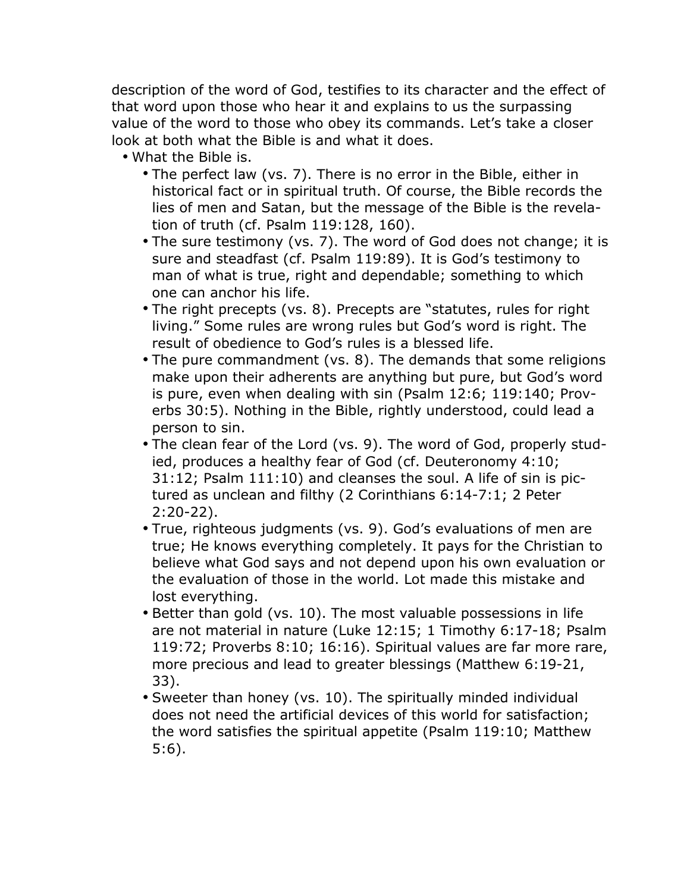description of the word of God, testifies to its character and the effect of that word upon those who hear it and explains to us the surpassing value of the word to those who obey its commands. Let's take a closer look at both what the Bible is and what it does.

- What the Bible is.
  - The perfect law (vs. 7). There is no error in the Bible, either in historical fact or in spiritual truth. Of course, the Bible records the lies of men and Satan, but the message of the Bible is the revelation of truth (cf. Psalm 119:128, 160).
  - The sure testimony (vs. 7). The word of God does not change; it is sure and steadfast (cf. Psalm 119:89). It is God's testimony to man of what is true, right and dependable; something to which one can anchor his life.
  - The right precepts (vs. 8). Precepts are "statutes, rules for right living." Some rules are wrong rules but God's word is right. The result of obedience to God's rules is a blessed life.
  - The pure commandment (vs. 8). The demands that some religions make upon their adherents are anything but pure, but God's word is pure, even when dealing with sin (Psalm 12:6; 119:140; Proverbs 30:5). Nothing in the Bible, rightly understood, could lead a person to sin.
  - The clean fear of the Lord (vs. 9). The word of God, properly studied, produces a healthy fear of God (cf. Deuteronomy 4:10; 31:12; Psalm 111:10) and cleanses the soul. A life of sin is pictured as unclean and filthy (2 Corinthians 6:14-7:1; 2 Peter 2:20-22).
  - True, righteous judgments (vs. 9). God's evaluations of men are true; He knows everything completely. It pays for the Christian to believe what God says and not depend upon his own evaluation or the evaluation of those in the world. Lot made this mistake and lost everything.
  - Better than gold (vs. 10). The most valuable possessions in life are not material in nature (Luke 12:15; 1 Timothy 6:17-18; Psalm 119:72; Proverbs 8:10; 16:16). Spiritual values are far more rare, more precious and lead to greater blessings (Matthew 6:19-21, 33).
  - Sweeter than honey (vs. 10). The spiritually minded individual does not need the artificial devices of this world for satisfaction; the word satisfies the spiritual appetite (Psalm 119:10; Matthew 5:6).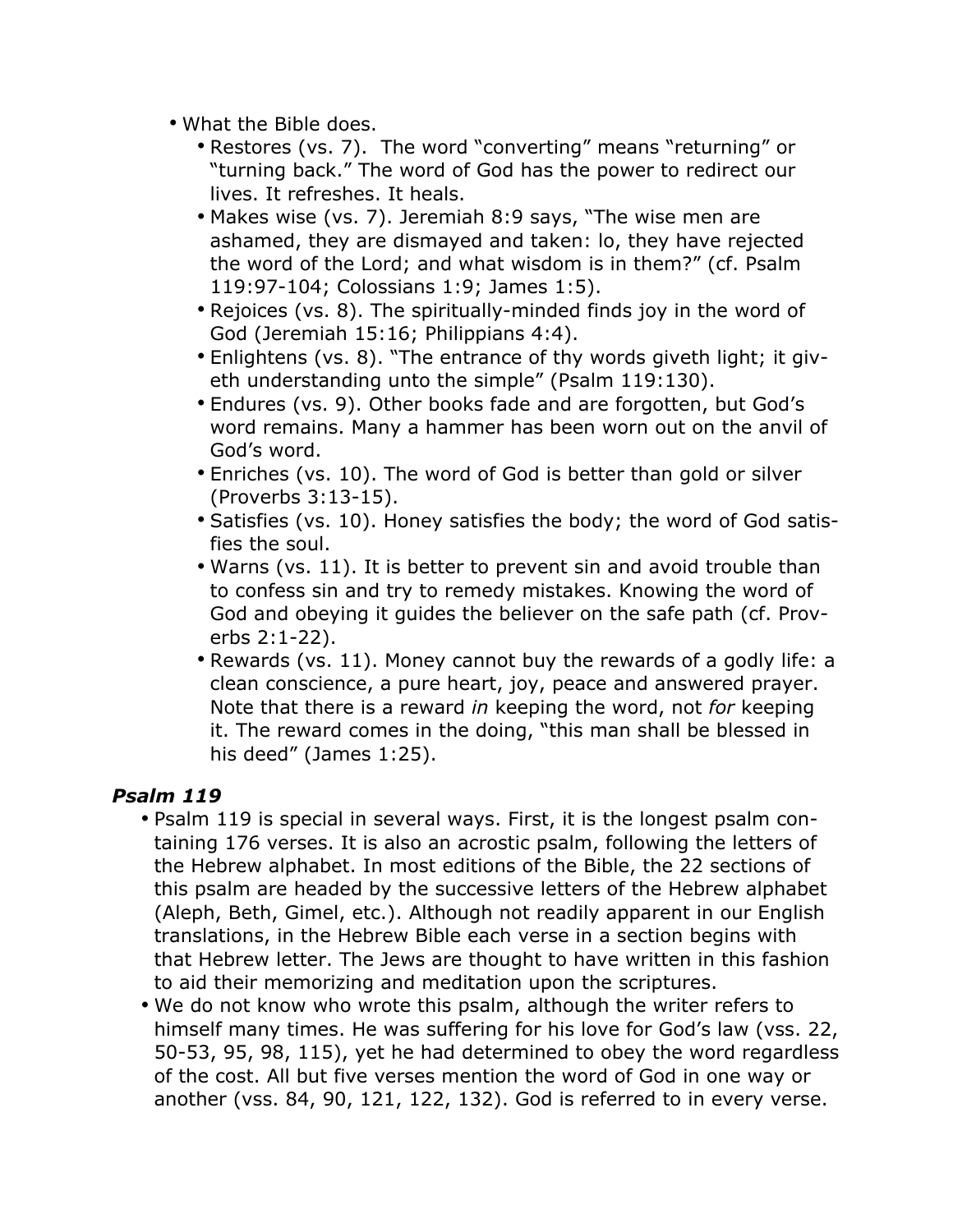- What the Bible does.
  - Restores (vs. 7). The word "converting" means "returning" or "turning back." The word of God has the power to redirect our lives. It refreshes. It heals.
  - Makes wise (vs. 7). Jeremiah 8:9 says, "The wise men are ashamed, they are dismayed and taken: lo, they have rejected the word of the Lord; and what wisdom is in them?" (cf. Psalm 119:97-104; Colossians 1:9; James 1:5).
  - Rejoices (vs. 8). The spiritually-minded finds joy in the word of God (Jeremiah 15:16; Philippians 4:4).
  - Enlightens (vs. 8). "The entrance of thy words giveth light; it giveth understanding unto the simple" (Psalm 119:130).
  - Endures (vs. 9). Other books fade and are forgotten, but God's word remains. Many a hammer has been worn out on the anvil of God's word.
  - Enriches (vs. 10). The word of God is better than gold or silver (Proverbs 3:13-15).
  - Satisfies (vs. 10). Honey satisfies the body; the word of God satisfies the soul.
  - Warns (vs. 11). It is better to prevent sin and avoid trouble than to confess sin and try to remedy mistakes. Knowing the word of God and obeying it guides the believer on the safe path (cf. Proverbs 2:1-22).
  - Rewards (vs. 11). Money cannot buy the rewards of a godly life: a clean conscience, a pure heart, joy, peace and answered prayer. Note that there is a reward *in* keeping the word, not *for* keeping it. The reward comes in the doing, "this man shall be blessed in his deed" (James 1:25).

### *Psalm 119*

- Psalm 119 is special in several ways. First, it is the longest psalm containing 176 verses. It is also an acrostic psalm, following the letters of the Hebrew alphabet. In most editions of the Bible, the 22 sections of this psalm are headed by the successive letters of the Hebrew alphabet (Aleph, Beth, Gimel, etc.). Although not readily apparent in our English translations, in the Hebrew Bible each verse in a section begins with that Hebrew letter. The Jews are thought to have written in this fashion to aid their memorizing and meditation upon the scriptures.
- We do not know who wrote this psalm, although the writer refers to himself many times. He was suffering for his love for God's law (vss. 22, 50-53, 95, 98, 115), yet he had determined to obey the word regardless of the cost. All but five verses mention the word of God in one way or another (vss. 84, 90, 121, 122, 132). God is referred to in every verse.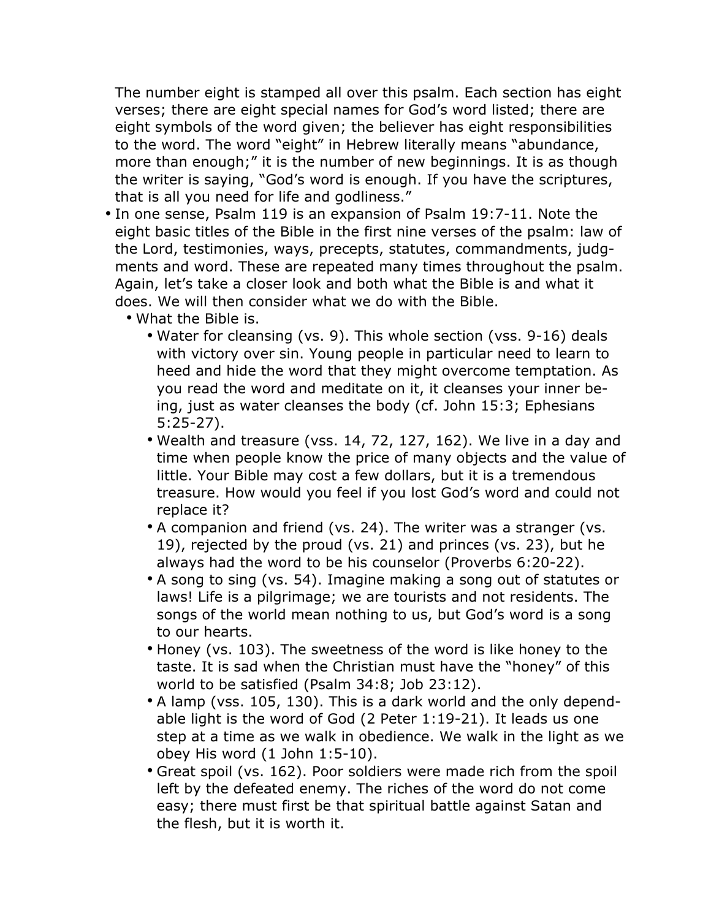The number eight is stamped all over this psalm. Each section has eight verses; there are eight special names for God's word listed; there are eight symbols of the word given; the believer has eight responsibilities to the word. The word "eight" in Hebrew literally means "abundance, more than enough;" it is the number of new beginnings. It is as though the writer is saying, "God's word is enough. If you have the scriptures, that is all you need for life and godliness."

- In one sense, Psalm 119 is an expansion of Psalm 19:7-11. Note the eight basic titles of the Bible in the first nine verses of the psalm: law of the Lord, testimonies, ways, precepts, statutes, commandments, judgments and word. These are repeated many times throughout the psalm. Again, let's take a closer look and both what the Bible is and what it does. We will then consider what we do with the Bible.
    - What the Bible is.
        - Water for cleansing (vs. 9). This whole section (vss. 9-16) deals with victory over sin. Young people in particular need to learn to heed and hide the word that they might overcome temptation. As you read the word and meditate on it, it cleanses your inner being, just as water cleanses the body (cf. John 15:3; Ephesians 5:25-27).
        - Wealth and treasure (vss. 14, 72, 127, 162). We live in a day and time when people know the price of many objects and the value of little. Your Bible may cost a few dollars, but it is a tremendous treasure. How would you feel if you lost God's word and could not replace it?
        - A companion and friend (vs. 24). The writer was a stranger (vs. 19), rejected by the proud (vs. 21) and princes (vs. 23), but he always had the word to be his counselor (Proverbs 6:20-22).
        - A song to sing (vs. 54). Imagine making a song out of statutes or laws! Life is a pilgrimage; we are tourists and not residents. The songs of the world mean nothing to us, but God's word is a song to our hearts.
        - Honey (vs. 103). The sweetness of the word is like honey to the taste. It is sad when the Christian must have the "honey" of this world to be satisfied (Psalm 34:8; Job 23:12).
        - A lamp (vss. 105, 130). This is a dark world and the only dependable light is the word of God (2 Peter 1:19-21). It leads us one step at a time as we walk in obedience. We walk in the light as we obey His word (1 John 1:5-10).
        - Great spoil (vs. 162). Poor soldiers were made rich from the spoil left by the defeated enemy. The riches of the word do not come easy; there must first be that spiritual battle against Satan and the flesh, but it is worth it.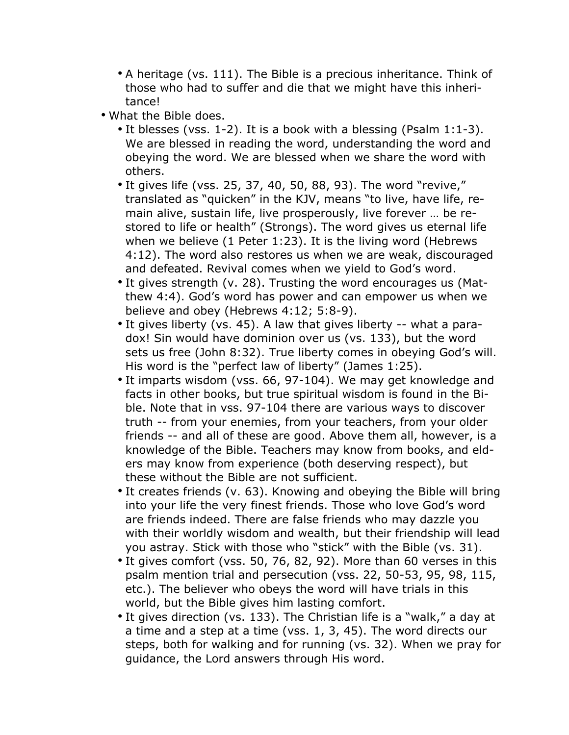- A heritage (vs. 111). The Bible is a precious inheritance. Think of those who had to suffer and die that we might have this inheritance!
- What the Bible does.
  - It blesses (vss. 1-2). It is a book with a blessing (Psalm 1:1-3). We are blessed in reading the word, understanding the word and obeying the word. We are blessed when we share the word with others.
  - It gives life (vss. 25, 37, 40, 50, 88, 93). The word "revive," translated as "quicken" in the KJV, means "to live, have life, remain alive, sustain life, live prosperously, live forever … be restored to life or health" (Strongs). The word gives us eternal life when we believe (1 Peter 1:23). It is the living word (Hebrews 4:12). The word also restores us when we are weak, discouraged and defeated. Revival comes when we yield to God's word.
  - It gives strength (v. 28). Trusting the word encourages us (Matthew 4:4). God's word has power and can empower us when we believe and obey (Hebrews 4:12; 5:8-9).
  - It gives liberty (vs. 45). A law that gives liberty -- what a paradox! Sin would have dominion over us (vs. 133), but the word sets us free (John 8:32). True liberty comes in obeying God's will. His word is the "perfect law of liberty" (James 1:25).
  - It imparts wisdom (vss. 66, 97-104). We may get knowledge and facts in other books, but true spiritual wisdom is found in the Bible. Note that in vss. 97-104 there are various ways to discover truth -- from your enemies, from your teachers, from your older friends -- and all of these are good. Above them all, however, is a knowledge of the Bible. Teachers may know from books, and elders may know from experience (both deserving respect), but these without the Bible are not sufficient.
  - It creates friends (v. 63). Knowing and obeying the Bible will bring into your life the very finest friends. Those who love God's word are friends indeed. There are false friends who may dazzle you with their worldly wisdom and wealth, but their friendship will lead you astray. Stick with those who "stick" with the Bible (vs. 31).
  - It gives comfort (vss. 50, 76, 82, 92). More than 60 verses in this psalm mention trial and persecution (vss. 22, 50-53, 95, 98, 115, etc.). The believer who obeys the word will have trials in this world, but the Bible gives him lasting comfort.
  - It gives direction (vs. 133). The Christian life is a "walk," a day at a time and a step at a time (vss. 1, 3, 45). The word directs our steps, both for walking and for running (vs. 32). When we pray for guidance, the Lord answers through His word.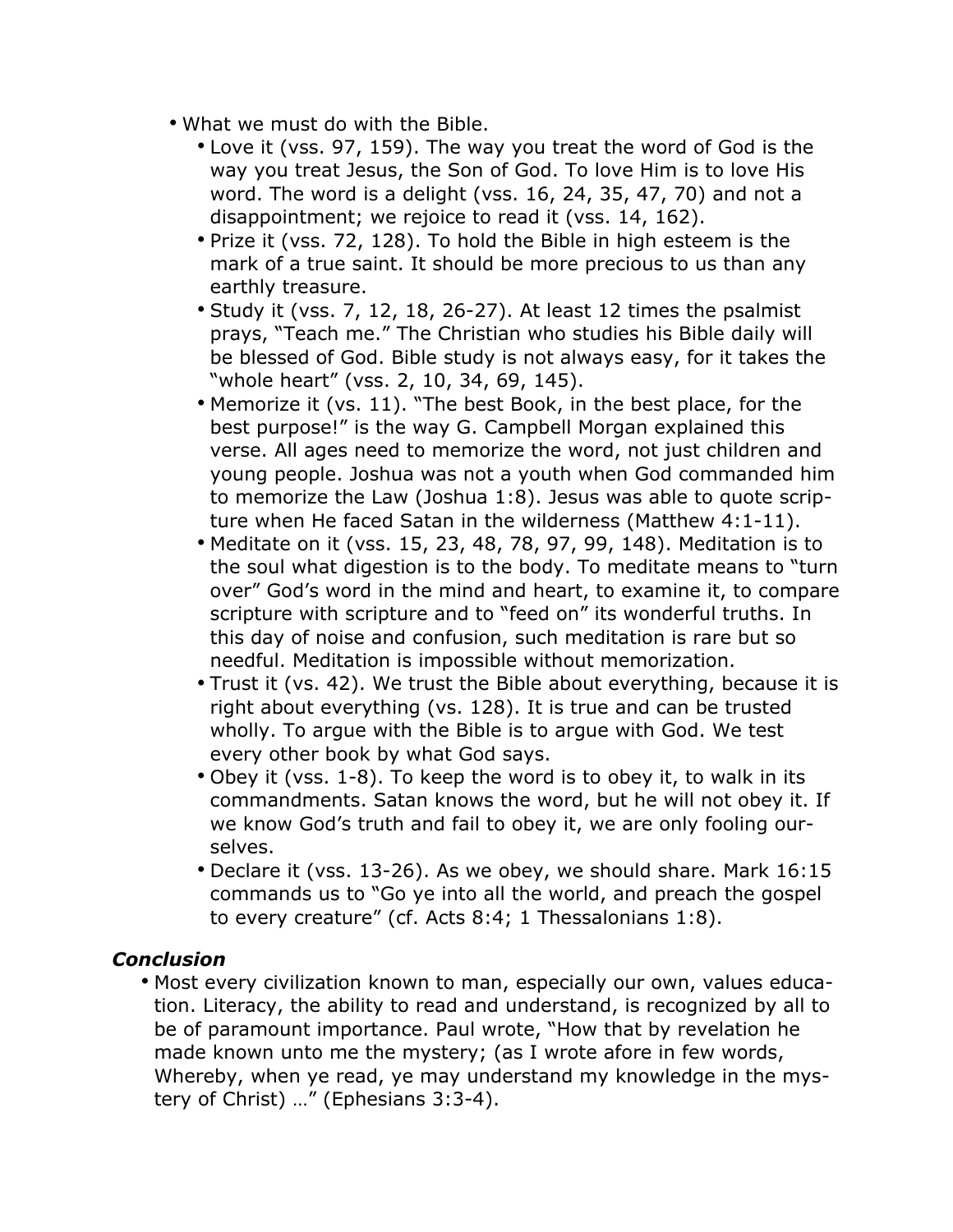- What we must do with the Bible.
  - Love it (vss. 97, 159). The way you treat the word of God is the way you treat Jesus, the Son of God. To love Him is to love His word. The word is a delight (vss. 16, 24, 35, 47, 70) and not a disappointment; we rejoice to read it (vss. 14, 162).
  - Prize it (vss. 72, 128). To hold the Bible in high esteem is the mark of a true saint. It should be more precious to us than any earthly treasure.
  - Study it (vss. 7, 12, 18, 26-27). At least 12 times the psalmist prays, "Teach me." The Christian who studies his Bible daily will be blessed of God. Bible study is not always easy, for it takes the "whole heart" (vss. 2, 10, 34, 69, 145).
  - Memorize it (vs. 11). "The best Book, in the best place, for the best purpose!" is the way G. Campbell Morgan explained this verse. All ages need to memorize the word, not just children and young people. Joshua was not a youth when God commanded him to memorize the Law (Joshua 1:8). Jesus was able to quote scripture when He faced Satan in the wilderness (Matthew 4:1-11).
  - Meditate on it (vss. 15, 23, 48, 78, 97, 99, 148). Meditation is to the soul what digestion is to the body. To meditate means to "turn over" God's word in the mind and heart, to examine it, to compare scripture with scripture and to "feed on" its wonderful truths. In this day of noise and confusion, such meditation is rare but so needful. Meditation is impossible without memorization.
  - Trust it (vs. 42). We trust the Bible about everything, because it is right about everything (vs. 128). It is true and can be trusted wholly. To argue with the Bible is to argue with God. We test every other book by what God says.
  - Obey it (vss. 1-8). To keep the word is to obey it, to walk in its commandments. Satan knows the word, but he will not obey it. If we know God's truth and fail to obey it, we are only fooling ourselves.
  - Declare it (vss. 13-26). As we obey, we should share. Mark 16:15 commands us to "Go ye into all the world, and preach the gospel to every creature" (cf. Acts 8:4; 1 Thessalonians 1:8).

### *Conclusion*

- Most every civilization known to man, especially our own, values education. Literacy, the ability to read and understand, is recognized by all to be of paramount importance. Paul wrote, "How that by revelation he made known unto me the mystery; (as I wrote afore in few words, Whereby, when ye read, ye may understand my knowledge in the mystery of Christ) …" (Ephesians 3:3-4).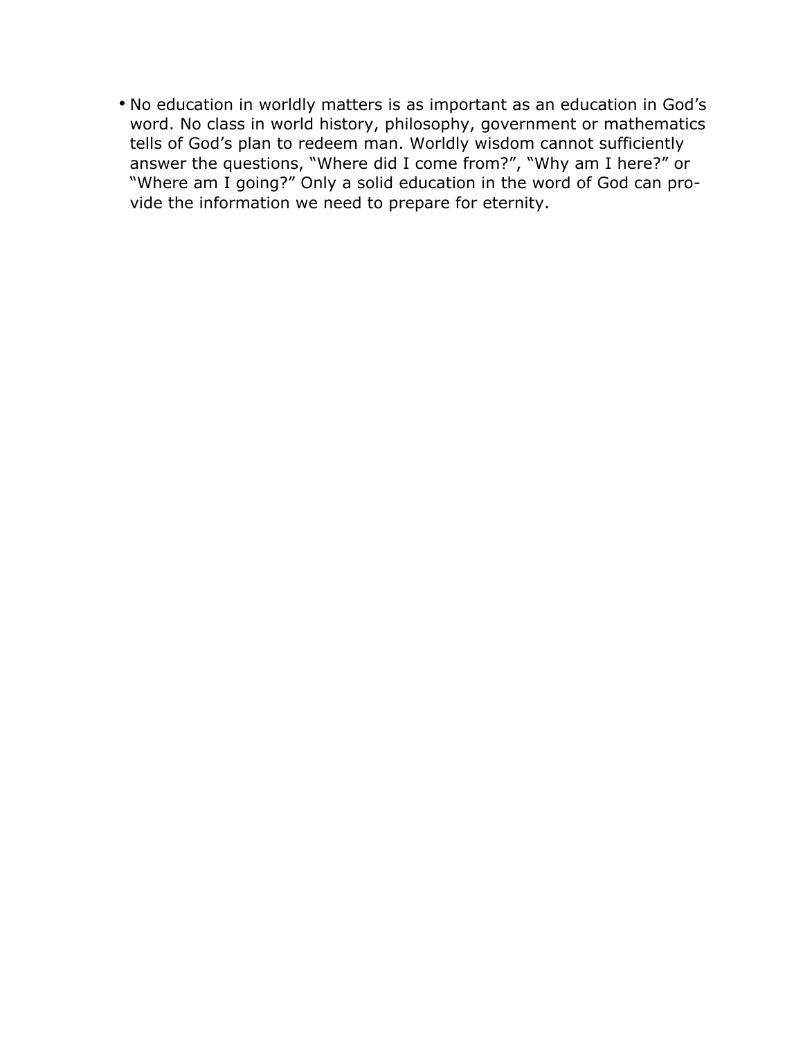- No education in worldly matters is as important as an education in God's word. No class in world history, philosophy, government or mathematics tells of God's plan to redeem man. Worldly wisdom cannot sufficiently answer the questions, "Where did I come from?", "Why am I here?" or "Where am I going?" Only a solid education in the word of God can provide the information we need to prepare for eternity.